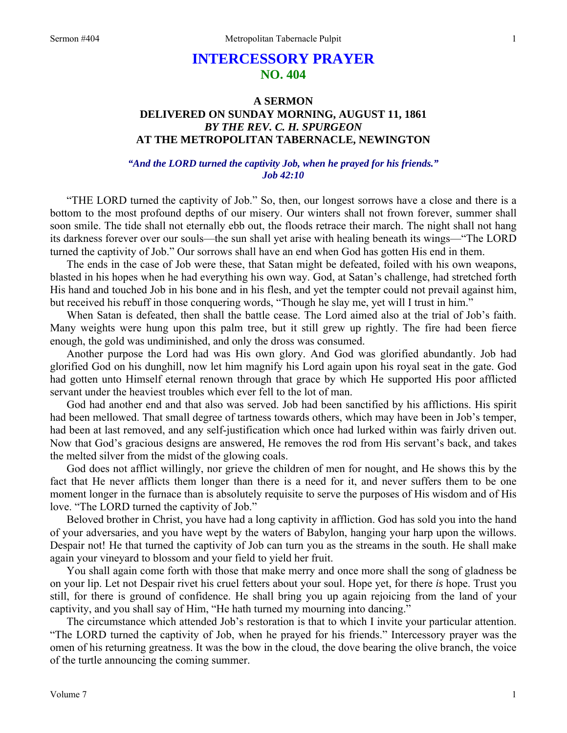# INTERCESSORY PRAYER
## NO. 404

### A SERMON
### DELIVERED ON SUNDAY MORNING, AUGUST 11, 1861
### *BY THE REV. C. H. SPURGEON*
### AT THE METROPOLITAN TABERNACLE, NEWINGTON

***"And the LORD turned the captivity Job, when he prayed for his friends."***
***Job 42:10***

"THE LORD turned the captivity of Job." So, then, our longest sorrows have a close and there is a bottom to the most profound depths of our misery. Our winters shall not frown forever, summer shall soon smile. The tide shall not eternally ebb out, the floods retrace their march. The night shall not hang its darkness forever over our souls—the sun shall yet arise with healing beneath its wings—"The LORD turned the captivity of Job." Our sorrows shall have an end when God has gotten His end in them.

The ends in the case of Job were these, that Satan might be defeated, foiled with his own weapons, blasted in his hopes when he had everything his own way. God, at Satan's challenge, had stretched forth His hand and touched Job in his bone and in his flesh, and yet the tempter could not prevail against him, but received his rebuff in those conquering words, "Though he slay me, yet will I trust in him."

When Satan is defeated, then shall the battle cease. The Lord aimed also at the trial of Job's faith. Many weights were hung upon this palm tree, but it still grew up rightly. The fire had been fierce enough, the gold was undiminished, and only the dross was consumed.

Another purpose the Lord had was His own glory. And God was glorified abundantly. Job had glorified God on his dunghill, now let him magnify his Lord again upon his royal seat in the gate. God had gotten unto Himself eternal renown through that grace by which He supported His poor afflicted servant under the heaviest troubles which ever fell to the lot of man.

God had another end and that also was served. Job had been sanctified by his afflictions. His spirit had been mellowed. That small degree of tartness towards others, which may have been in Job's temper, had been at last removed, and any self-justification which once had lurked within was fairly driven out. Now that God's gracious designs are answered, He removes the rod from His servant's back, and takes the melted silver from the midst of the glowing coals.

God does not afflict willingly, nor grieve the children of men for nought, and He shows this by the fact that He never afflicts them longer than there is a need for it, and never suffers them to be one moment longer in the furnace than is absolutely requisite to serve the purposes of His wisdom and of His love. "The LORD turned the captivity of Job."

Beloved brother in Christ, you have had a long captivity in affliction. God has sold you into the hand of your adversaries, and you have wept by the waters of Babylon, hanging your harp upon the willows. Despair not! He that turned the captivity of Job can turn you as the streams in the south. He shall make again your vineyard to blossom and your field to yield her fruit.

You shall again come forth with those that make merry and once more shall the song of gladness be on your lip. Let not Despair rivet his cruel fetters about your soul. Hope yet, for there *is* hope. Trust you still, for there is ground of confidence. He shall bring you up again rejoicing from the land of your captivity, and you shall say of Him, "He hath turned my mourning into dancing."

The circumstance which attended Job's restoration is that to which I invite your particular attention. "The LORD turned the captivity of Job, when he prayed for his friends." Intercessory prayer was the omen of his returning greatness. It was the bow in the cloud, the dove bearing the olive branch, the voice of the turtle announcing the coming summer.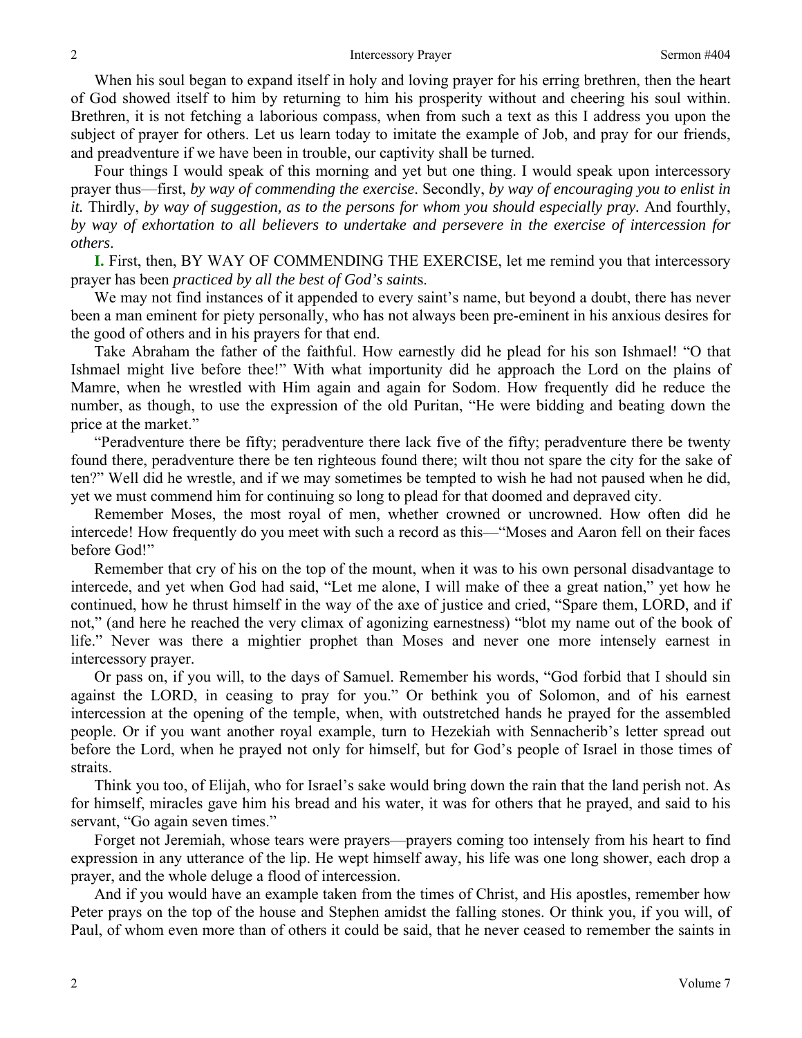When his soul began to expand itself in holy and loving prayer for his erring brethren, then the heart of God showed itself to him by returning to him his prosperity without and cheering his soul within. Brethren, it is not fetching a laborious compass, when from such a text as this I address you upon the subject of prayer for others. Let us learn today to imitate the example of Job, and pray for our friends, and preadventure if we have been in trouble, our captivity shall be turned.

Four things I would speak of this morning and yet but one thing. I would speak upon intercessory prayer thus—first, *by way of commending the exercise*. Secondly, *by way of encouraging you to enlist in it.* Thirdly, *by way of suggestion, as to the persons for whom you should especially pray.* And fourthly, *by way of exhortation to all believers to undertake and persevere in the exercise of intercession for others*.

**I.** First, then, BY WAY OF COMMENDING THE EXERCISE, let me remind you that intercessory prayer has been *practiced by all the best of God's saint*s.

We may not find instances of it appended to every saint's name, but beyond a doubt, there has never been a man eminent for piety personally, who has not always been pre-eminent in his anxious desires for the good of others and in his prayers for that end.

Take Abraham the father of the faithful. How earnestly did he plead for his son Ishmael! "O that Ishmael might live before thee!" With what importunity did he approach the Lord on the plains of Mamre, when he wrestled with Him again and again for Sodom. How frequently did he reduce the number, as though, to use the expression of the old Puritan, "He were bidding and beating down the price at the market."

"Peradventure there be fifty; peradventure there lack five of the fifty; peradventure there be twenty found there, peradventure there be ten righteous found there; wilt thou not spare the city for the sake of ten?" Well did he wrestle, and if we may sometimes be tempted to wish he had not paused when he did, yet we must commend him for continuing so long to plead for that doomed and depraved city.

Remember Moses, the most royal of men, whether crowned or uncrowned. How often did he intercede! How frequently do you meet with such a record as this—"Moses and Aaron fell on their faces before God!"

Remember that cry of his on the top of the mount, when it was to his own personal disadvantage to intercede, and yet when God had said, "Let me alone, I will make of thee a great nation," yet how he continued, how he thrust himself in the way of the axe of justice and cried, "Spare them, LORD, and if not," (and here he reached the very climax of agonizing earnestness) "blot my name out of the book of life." Never was there a mightier prophet than Moses and never one more intensely earnest in intercessory prayer.

Or pass on, if you will, to the days of Samuel. Remember his words, "God forbid that I should sin against the LORD, in ceasing to pray for you." Or bethink you of Solomon, and of his earnest intercession at the opening of the temple, when, with outstretched hands he prayed for the assembled people. Or if you want another royal example, turn to Hezekiah with Sennacherib's letter spread out before the Lord, when he prayed not only for himself, but for God's people of Israel in those times of straits.

Think you too, of Elijah, who for Israel's sake would bring down the rain that the land perish not. As for himself, miracles gave him his bread and his water, it was for others that he prayed, and said to his servant, "Go again seven times."

Forget not Jeremiah, whose tears were prayers—prayers coming too intensely from his heart to find expression in any utterance of the lip. He wept himself away, his life was one long shower, each drop a prayer, and the whole deluge a flood of intercession.

And if you would have an example taken from the times of Christ, and His apostles, remember how Peter prays on the top of the house and Stephen amidst the falling stones. Or think you, if you will, of Paul, of whom even more than of others it could be said, that he never ceased to remember the saints in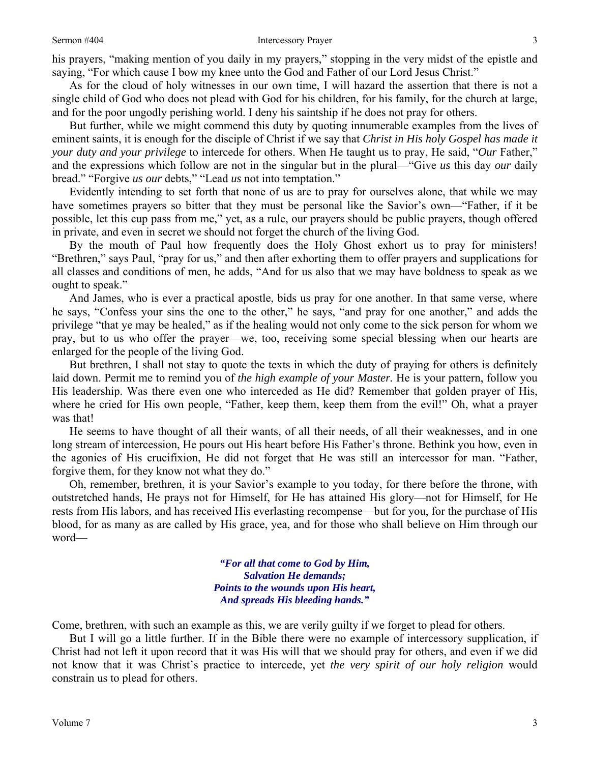his prayers, "making mention of you daily in my prayers," stopping in the very midst of the epistle and saying, "For which cause I bow my knee unto the God and Father of our Lord Jesus Christ."

As for the cloud of holy witnesses in our own time, I will hazard the assertion that there is not a single child of God who does not plead with God for his children, for his family, for the church at large, and for the poor ungodly perishing world. I deny his saintship if he does not pray for others.

But further, while we might commend this duty by quoting innumerable examples from the lives of eminent saints, it is enough for the disciple of Christ if we say that *Christ in His holy Gospel has made it your duty and your privilege* to intercede for others. When He taught us to pray, He said, "*Our* Father," and the expressions which follow are not in the singular but in the plural—"Give *us* this day *our* daily bread." "Forgive *us our* debts," "Lead *us* not into temptation."

Evidently intending to set forth that none of us are to pray for ourselves alone, that while we may have sometimes prayers so bitter that they must be personal like the Savior's own—"Father, if it be possible, let this cup pass from me," yet, as a rule, our prayers should be public prayers, though offered in private, and even in secret we should not forget the church of the living God.

By the mouth of Paul how frequently does the Holy Ghost exhort us to pray for ministers! "Brethren," says Paul, "pray for us," and then after exhorting them to offer prayers and supplications for all classes and conditions of men, he adds, "And for us also that we may have boldness to speak as we ought to speak."

And James, who is ever a practical apostle, bids us pray for one another. In that same verse, where he says, "Confess your sins the one to the other," he says, "and pray for one another," and adds the privilege "that ye may be healed," as if the healing would not only come to the sick person for whom we pray, but to us who offer the prayer—we, too, receiving some special blessing when our hearts are enlarged for the people of the living God.

But brethren, I shall not stay to quote the texts in which the duty of praying for others is definitely laid down. Permit me to remind you of *the high example of your Master.* He is your pattern, follow you His leadership. Was there even one who interceded as He did? Remember that golden prayer of His, where he cried for His own people, "Father, keep them, keep them from the evil!" Oh, what a prayer was that!

He seems to have thought of all their wants, of all their needs, of all their weaknesses, and in one long stream of intercession, He pours out His heart before His Father's throne. Bethink you how, even in the agonies of His crucifixion, He did not forget that He was still an intercessor for man. "Father, forgive them, for they know not what they do."

Oh, remember, brethren, it is your Savior's example to you today, for there before the throne, with outstretched hands, He prays not for Himself, for He has attained His glory—not for Himself, for He rests from His labors, and has received His everlasting recompense—but for you, for the purchase of His blood, for as many as are called by His grace, yea, and for those who shall believe on Him through our word—

> ***"For all that come to God by Him,***
> ***Salvation He demands;***
> ***Points to the wounds upon His heart,***
> ***And spreads His bleeding hands."***

Come, brethren, with such an example as this, we are verily guilty if we forget to plead for others.

But I will go a little further. If in the Bible there were no example of intercessory supplication, if Christ had not left it upon record that it was His will that we should pray for others, and even if we did not know that it was Christ's practice to intercede, yet *the very spirit of our holy religion* would constrain us to plead for others.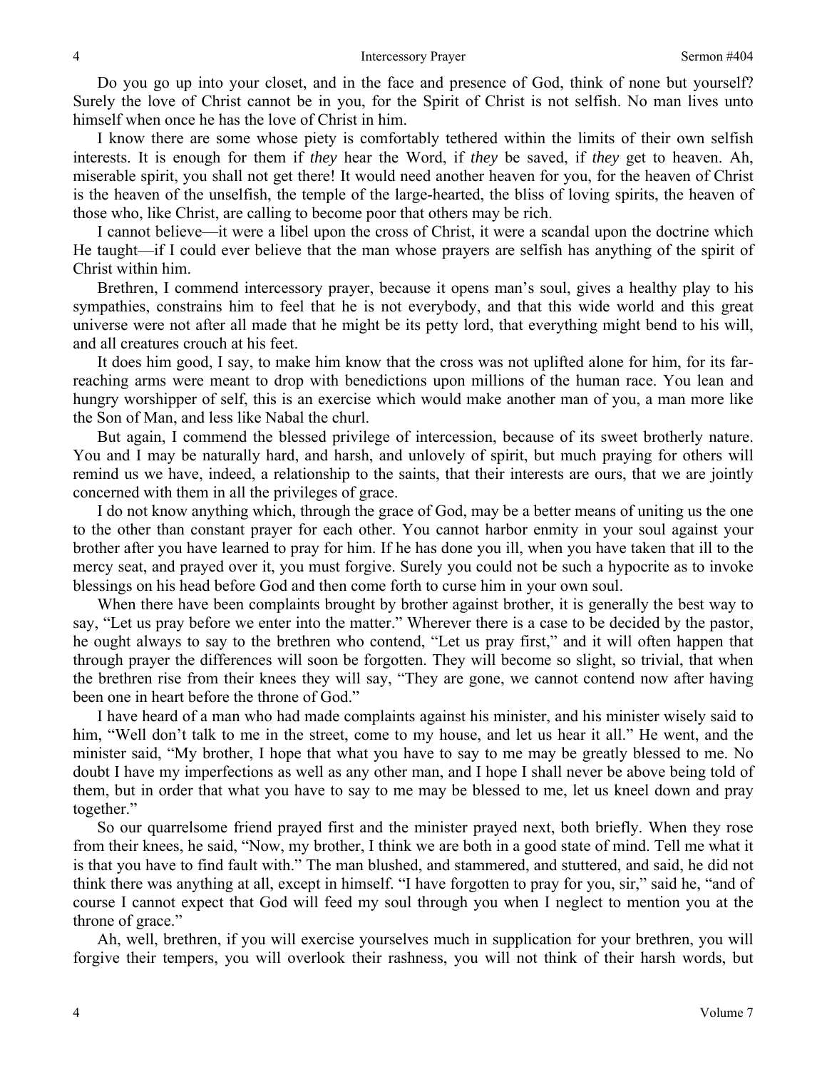Do you go up into your closet, and in the face and presence of God, think of none but yourself? Surely the love of Christ cannot be in you, for the Spirit of Christ is not selfish. No man lives unto himself when once he has the love of Christ in him.

I know there are some whose piety is comfortably tethered within the limits of their own selfish interests. It is enough for them if *they* hear the Word, if *they* be saved, if *they* get to heaven. Ah, miserable spirit, you shall not get there! It would need another heaven for you, for the heaven of Christ is the heaven of the unselfish, the temple of the large-hearted, the bliss of loving spirits, the heaven of those who, like Christ, are calling to become poor that others may be rich.

I cannot believe—it were a libel upon the cross of Christ, it were a scandal upon the doctrine which He taught—if I could ever believe that the man whose prayers are selfish has anything of the spirit of Christ within him.

Brethren, I commend intercessory prayer, because it opens man's soul, gives a healthy play to his sympathies, constrains him to feel that he is not everybody, and that this wide world and this great universe were not after all made that he might be its petty lord, that everything might bend to his will, and all creatures crouch at his feet.

It does him good, I say, to make him know that the cross was not uplifted alone for him, for its far-reaching arms were meant to drop with benedictions upon millions of the human race. You lean and hungry worshipper of self, this is an exercise which would make another man of you, a man more like the Son of Man, and less like Nabal the churl.

But again, I commend the blessed privilege of intercession, because of its sweet brotherly nature. You and I may be naturally hard, and harsh, and unlovely of spirit, but much praying for others will remind us we have, indeed, a relationship to the saints, that their interests are ours, that we are jointly concerned with them in all the privileges of grace.

I do not know anything which, through the grace of God, may be a better means of uniting us the one to the other than constant prayer for each other. You cannot harbor enmity in your soul against your brother after you have learned to pray for him. If he has done you ill, when you have taken that ill to the mercy seat, and prayed over it, you must forgive. Surely you could not be such a hypocrite as to invoke blessings on his head before God and then come forth to curse him in your own soul.

When there have been complaints brought by brother against brother, it is generally the best way to say, "Let us pray before we enter into the matter." Wherever there is a case to be decided by the pastor, he ought always to say to the brethren who contend, "Let us pray first," and it will often happen that through prayer the differences will soon be forgotten. They will become so slight, so trivial, that when the brethren rise from their knees they will say, "They are gone, we cannot contend now after having been one in heart before the throne of God."

I have heard of a man who had made complaints against his minister, and his minister wisely said to him, "Well don't talk to me in the street, come to my house, and let us hear it all." He went, and the minister said, "My brother, I hope that what you have to say to me may be greatly blessed to me. No doubt I have my imperfections as well as any other man, and I hope I shall never be above being told of them, but in order that what you have to say to me may be blessed to me, let us kneel down and pray together."

So our quarrelsome friend prayed first and the minister prayed next, both briefly. When they rose from their knees, he said, "Now, my brother, I think we are both in a good state of mind. Tell me what it is that you have to find fault with." The man blushed, and stammered, and stuttered, and said, he did not think there was anything at all, except in himself. "I have forgotten to pray for you, sir," said he, "and of course I cannot expect that God will feed my soul through you when I neglect to mention you at the throne of grace."

Ah, well, brethren, if you will exercise yourselves much in supplication for your brethren, you will forgive their tempers, you will overlook their rashness, you will not think of their harsh words, but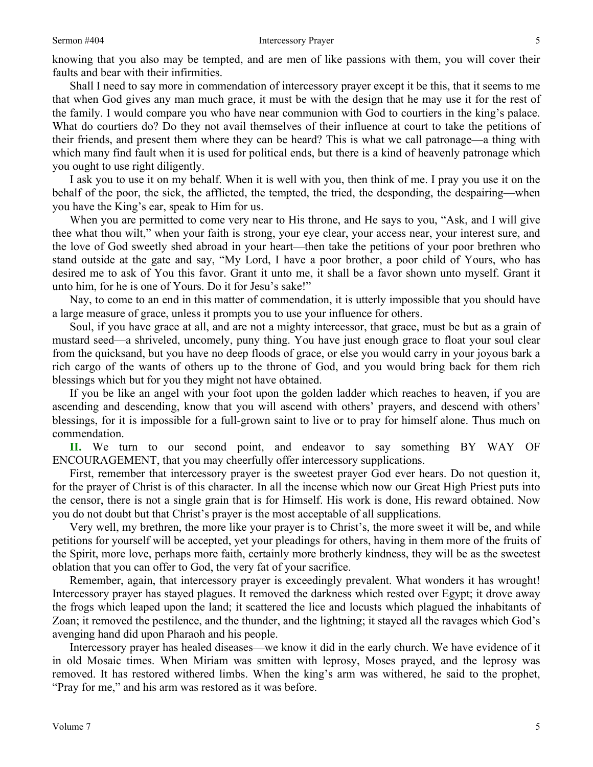knowing that you also may be tempted, and are men of like passions with them, you will cover their faults and bear with their infirmities.

Shall I need to say more in commendation of intercessory prayer except it be this, that it seems to me that when God gives any man much grace, it must be with the design that he may use it for the rest of the family. I would compare you who have near communion with God to courtiers in the king's palace. What do courtiers do? Do they not avail themselves of their influence at court to take the petitions of their friends, and present them where they can be heard? This is what we call patronage—a thing with which many find fault when it is used for political ends, but there is a kind of heavenly patronage which you ought to use right diligently.

I ask you to use it on my behalf. When it is well with you, then think of me. I pray you use it on the behalf of the poor, the sick, the afflicted, the tempted, the tried, the desponding, the despairing—when you have the King's ear, speak to Him for us.

When you are permitted to come very near to His throne, and He says to you, "Ask, and I will give thee what thou wilt," when your faith is strong, your eye clear, your access near, your interest sure, and the love of God sweetly shed abroad in your heart—then take the petitions of your poor brethren who stand outside at the gate and say, "My Lord, I have a poor brother, a poor child of Yours, who has desired me to ask of You this favor. Grant it unto me, it shall be a favor shown unto myself. Grant it unto him, for he is one of Yours. Do it for Jesu's sake!"

Nay, to come to an end in this matter of commendation, it is utterly impossible that you should have a large measure of grace, unless it prompts you to use your influence for others.

Soul, if you have grace at all, and are not a mighty intercessor, that grace, must be but as a grain of mustard seed—a shriveled, uncomely, puny thing. You have just enough grace to float your soul clear from the quicksand, but you have no deep floods of grace, or else you would carry in your joyous bark a rich cargo of the wants of others up to the throne of God, and you would bring back for them rich blessings which but for you they might not have obtained.

If you be like an angel with your foot upon the golden ladder which reaches to heaven, if you are ascending and descending, know that you will ascend with others' prayers, and descend with others' blessings, for it is impossible for a full-grown saint to live or to pray for himself alone. Thus much on commendation.

**II.** We turn to our second point, and endeavor to say something BY WAY OF ENCOURAGEMENT, that you may cheerfully offer intercessory supplications.

First, remember that intercessory prayer is the sweetest prayer God ever hears. Do not question it, for the prayer of Christ is of this character. In all the incense which now our Great High Priest puts into the censor, there is not a single grain that is for Himself. His work is done, His reward obtained. Now you do not doubt but that Christ's prayer is the most acceptable of all supplications.

Very well, my brethren, the more like your prayer is to Christ's, the more sweet it will be, and while petitions for yourself will be accepted, yet your pleadings for others, having in them more of the fruits of the Spirit, more love, perhaps more faith, certainly more brotherly kindness, they will be as the sweetest oblation that you can offer to God, the very fat of your sacrifice.

Remember, again, that intercessory prayer is exceedingly prevalent. What wonders it has wrought! Intercessory prayer has stayed plagues. It removed the darkness which rested over Egypt; it drove away the frogs which leaped upon the land; it scattered the lice and locusts which plagued the inhabitants of Zoan; it removed the pestilence, and the thunder, and the lightning; it stayed all the ravages which God's avenging hand did upon Pharaoh and his people.

Intercessory prayer has healed diseases—we know it did in the early church. We have evidence of it in old Mosaic times. When Miriam was smitten with leprosy, Moses prayed, and the leprosy was removed. It has restored withered limbs. When the king's arm was withered, he said to the prophet, "Pray for me," and his arm was restored as it was before.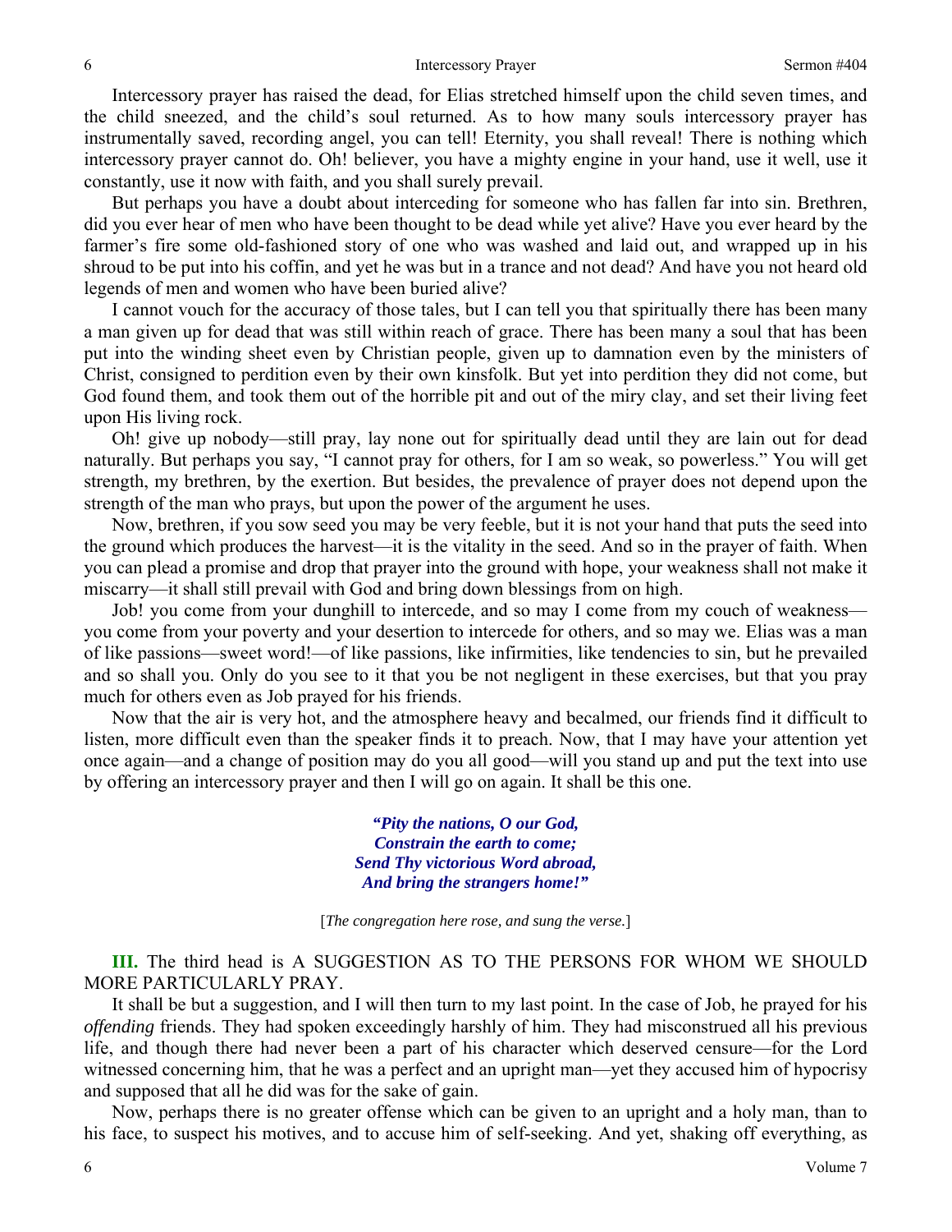Intercessory prayer has raised the dead, for Elias stretched himself upon the child seven times, and the child sneezed, and the child's soul returned. As to how many souls intercessory prayer has instrumentally saved, recording angel, you can tell! Eternity, you shall reveal! There is nothing which intercessory prayer cannot do. Oh! believer, you have a mighty engine in your hand, use it well, use it constantly, use it now with faith, and you shall surely prevail.

But perhaps you have a doubt about interceding for someone who has fallen far into sin. Brethren, did you ever hear of men who have been thought to be dead while yet alive? Have you ever heard by the farmer's fire some old-fashioned story of one who was washed and laid out, and wrapped up in his shroud to be put into his coffin, and yet he was but in a trance and not dead? And have you not heard old legends of men and women who have been buried alive?

I cannot vouch for the accuracy of those tales, but I can tell you that spiritually there has been many a man given up for dead that was still within reach of grace. There has been many a soul that has been put into the winding sheet even by Christian people, given up to damnation even by the ministers of Christ, consigned to perdition even by their own kinsfolk. But yet into perdition they did not come, but God found them, and took them out of the horrible pit and out of the miry clay, and set their living feet upon His living rock.

Oh! give up nobody—still pray, lay none out for spiritually dead until they are lain out for dead naturally. But perhaps you say, "I cannot pray for others, for I am so weak, so powerless." You will get strength, my brethren, by the exertion. But besides, the prevalence of prayer does not depend upon the strength of the man who prays, but upon the power of the argument he uses.

Now, brethren, if you sow seed you may be very feeble, but it is not your hand that puts the seed into the ground which produces the harvest—it is the vitality in the seed. And so in the prayer of faith. When you can plead a promise and drop that prayer into the ground with hope, your weakness shall not make it miscarry—it shall still prevail with God and bring down blessings from on high.

Job! you come from your dunghill to intercede, and so may I come from my couch of weakness—you come from your poverty and your desertion to intercede for others, and so may we. Elias was a man of like passions—sweet word!—of like passions, like infirmities, like tendencies to sin, but he prevailed and so shall you. Only do you see to it that you be not negligent in these exercises, but that you pray much for others even as Job prayed for his friends.

Now that the air is very hot, and the atmosphere heavy and becalmed, our friends find it difficult to listen, more difficult even than the speaker finds it to preach. Now, that I may have your attention yet once again—and a change of position may do you all good—will you stand up and put the text into use by offering an intercessory prayer and then I will go on again. It shall be this one.

> ***"Pity the nations, O our God,***
> ***Constrain the earth to come;***
> ***Send Thy victorious Word abroad,***
> ***And bring the strangers home!"***

[*The congregation here rose, and sung the verse.*]

**III.** The third head is A SUGGESTION AS TO THE PERSONS FOR WHOM WE SHOULD MORE PARTICULARLY PRAY.

It shall be but a suggestion, and I will then turn to my last point. In the case of Job, he prayed for his *offending* friends. They had spoken exceedingly harshly of him. They had misconstrued all his previous life, and though there had never been a part of his character which deserved censure—for the Lord witnessed concerning him, that he was a perfect and an upright man—yet they accused him of hypocrisy and supposed that all he did was for the sake of gain.

Now, perhaps there is no greater offense which can be given to an upright and a holy man, than to his face, to suspect his motives, and to accuse him of self-seeking. And yet, shaking off everything, as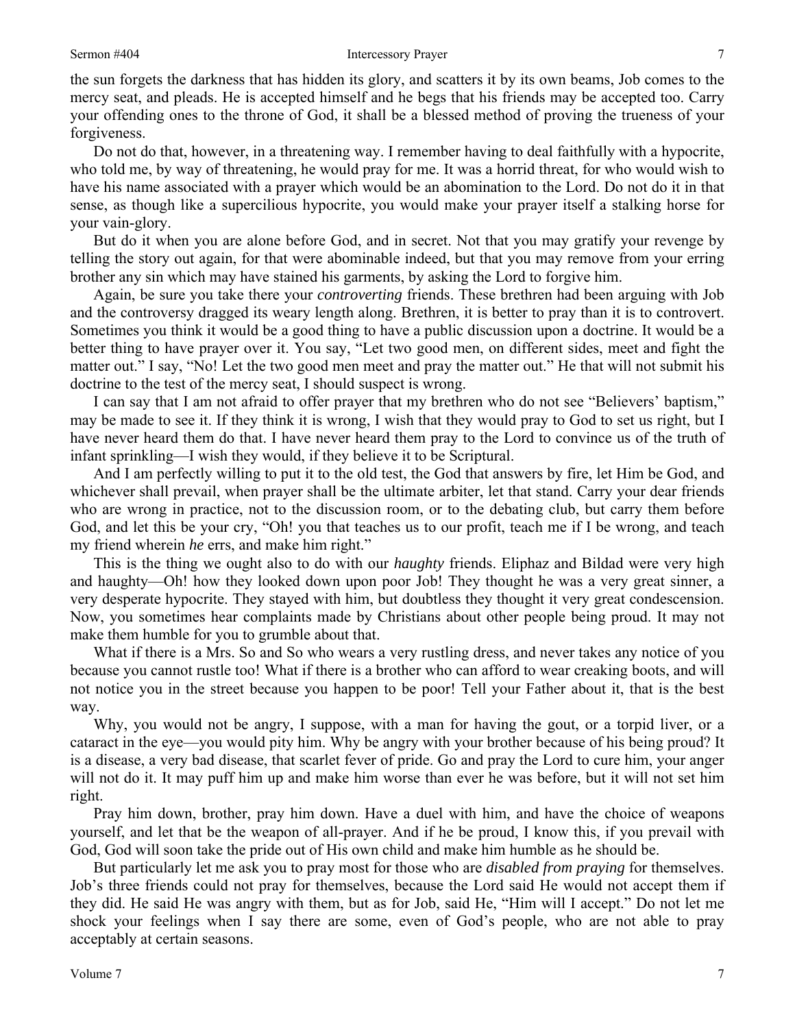the sun forgets the darkness that has hidden its glory, and scatters it by its own beams, Job comes to the mercy seat, and pleads. He is accepted himself and he begs that his friends may be accepted too. Carry your offending ones to the throne of God, it shall be a blessed method of proving the trueness of your forgiveness.

Do not do that, however, in a threatening way. I remember having to deal faithfully with a hypocrite, who told me, by way of threatening, he would pray for me. It was a horrid threat, for who would wish to have his name associated with a prayer which would be an abomination to the Lord. Do not do it in that sense, as though like a supercilious hypocrite, you would make your prayer itself a stalking horse for your vain-glory.

But do it when you are alone before God, and in secret. Not that you may gratify your revenge by telling the story out again, for that were abominable indeed, but that you may remove from your erring brother any sin which may have stained his garments, by asking the Lord to forgive him.

Again, be sure you take there your *controverting* friends. These brethren had been arguing with Job and the controversy dragged its weary length along. Brethren, it is better to pray than it is to controvert. Sometimes you think it would be a good thing to have a public discussion upon a doctrine. It would be a better thing to have prayer over it. You say, "Let two good men, on different sides, meet and fight the matter out." I say, "No! Let the two good men meet and pray the matter out." He that will not submit his doctrine to the test of the mercy seat, I should suspect is wrong.

I can say that I am not afraid to offer prayer that my brethren who do not see "Believers' baptism," may be made to see it. If they think it is wrong, I wish that they would pray to God to set us right, but I have never heard them do that. I have never heard them pray to the Lord to convince us of the truth of infant sprinkling—I wish they would, if they believe it to be Scriptural.

And I am perfectly willing to put it to the old test, the God that answers by fire, let Him be God, and whichever shall prevail, when prayer shall be the ultimate arbiter, let that stand. Carry your dear friends who are wrong in practice, not to the discussion room, or to the debating club, but carry them before God, and let this be your cry, "Oh! you that teaches us to our profit, teach me if I be wrong, and teach my friend wherein *he* errs, and make him right."

This is the thing we ought also to do with our *haughty* friends. Eliphaz and Bildad were very high and haughty—Oh! how they looked down upon poor Job! They thought he was a very great sinner, a very desperate hypocrite. They stayed with him, but doubtless they thought it very great condescension. Now, you sometimes hear complaints made by Christians about other people being proud. It may not make them humble for you to grumble about that.

What if there is a Mrs. So and So who wears a very rustling dress, and never takes any notice of you because you cannot rustle too! What if there is a brother who can afford to wear creaking boots, and will not notice you in the street because you happen to be poor! Tell your Father about it, that is the best way.

Why, you would not be angry, I suppose, with a man for having the gout, or a torpid liver, or a cataract in the eye—you would pity him. Why be angry with your brother because of his being proud? It is a disease, a very bad disease, that scarlet fever of pride. Go and pray the Lord to cure him, your anger will not do it. It may puff him up and make him worse than ever he was before, but it will not set him right.

Pray him down, brother, pray him down. Have a duel with him, and have the choice of weapons yourself, and let that be the weapon of all-prayer. And if he be proud, I know this, if you prevail with God, God will soon take the pride out of His own child and make him humble as he should be.

But particularly let me ask you to pray most for those who are *disabled from praying* for themselves. Job's three friends could not pray for themselves, because the Lord said He would not accept them if they did. He said He was angry with them, but as for Job, said He, "Him will I accept." Do not let me shock your feelings when I say there are some, even of God's people, who are not able to pray acceptably at certain seasons.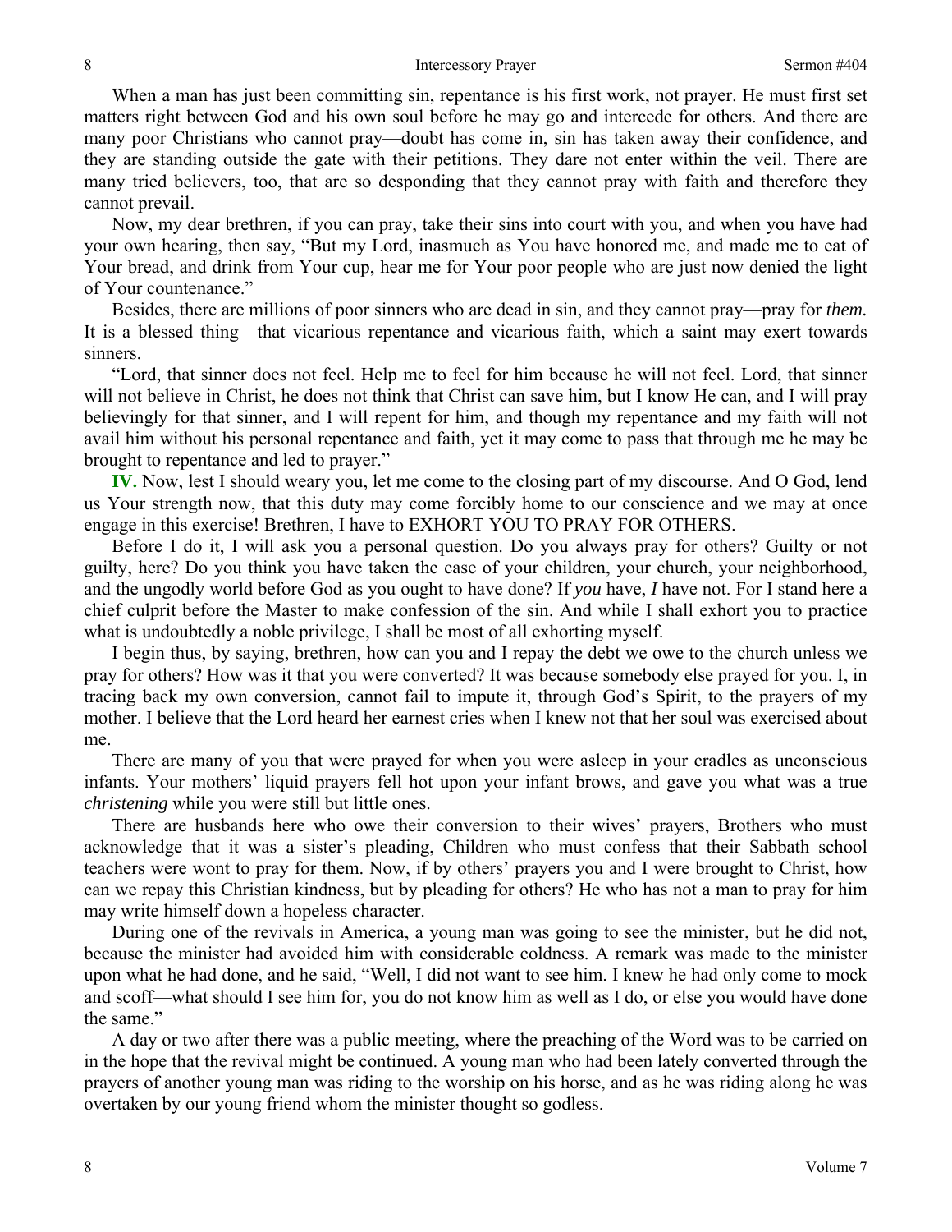When a man has just been committing sin, repentance is his first work, not prayer. He must first set matters right between God and his own soul before he may go and intercede for others. And there are many poor Christians who cannot pray—doubt has come in, sin has taken away their confidence, and they are standing outside the gate with their petitions. They dare not enter within the veil. There are many tried believers, too, that are so desponding that they cannot pray with faith and therefore they cannot prevail.

Now, my dear brethren, if you can pray, take their sins into court with you, and when you have had your own hearing, then say, "But my Lord, inasmuch as You have honored me, and made me to eat of Your bread, and drink from Your cup, hear me for Your poor people who are just now denied the light of Your countenance."

Besides, there are millions of poor sinners who are dead in sin, and they cannot pray—pray for *them.* It is a blessed thing—that vicarious repentance and vicarious faith, which a saint may exert towards sinners.

"Lord, that sinner does not feel. Help me to feel for him because he will not feel. Lord, that sinner will not believe in Christ, he does not think that Christ can save him, but I know He can, and I will pray believingly for that sinner, and I will repent for him, and though my repentance and my faith will not avail him without his personal repentance and faith, yet it may come to pass that through me he may be brought to repentance and led to prayer."

**IV.** Now, lest I should weary you, let me come to the closing part of my discourse. And O God, lend us Your strength now, that this duty may come forcibly home to our conscience and we may at once engage in this exercise! Brethren, I have to EXHORT YOU TO PRAY FOR OTHERS.

Before I do it, I will ask you a personal question. Do you always pray for others? Guilty or not guilty, here? Do you think you have taken the case of your children, your church, your neighborhood, and the ungodly world before God as you ought to have done? If *you* have, *I* have not. For I stand here a chief culprit before the Master to make confession of the sin. And while I shall exhort you to practice what is undoubtedly a noble privilege, I shall be most of all exhorting myself.

I begin thus, by saying, brethren, how can you and I repay the debt we owe to the church unless we pray for others? How was it that you were converted? It was because somebody else prayed for you. I, in tracing back my own conversion, cannot fail to impute it, through God's Spirit, to the prayers of my mother. I believe that the Lord heard her earnest cries when I knew not that her soul was exercised about me.

There are many of you that were prayed for when you were asleep in your cradles as unconscious infants. Your mothers' liquid prayers fell hot upon your infant brows, and gave you what was a true *christening* while you were still but little ones.

There are husbands here who owe their conversion to their wives' prayers, Brothers who must acknowledge that it was a sister's pleading, Children who must confess that their Sabbath school teachers were wont to pray for them. Now, if by others' prayers you and I were brought to Christ, how can we repay this Christian kindness, but by pleading for others? He who has not a man to pray for him may write himself down a hopeless character.

During one of the revivals in America, a young man was going to see the minister, but he did not, because the minister had avoided him with considerable coldness. A remark was made to the minister upon what he had done, and he said, "Well, I did not want to see him. I knew he had only come to mock and scoff—what should I see him for, you do not know him as well as I do, or else you would have done the same."

A day or two after there was a public meeting, where the preaching of the Word was to be carried on in the hope that the revival might be continued. A young man who had been lately converted through the prayers of another young man was riding to the worship on his horse, and as he was riding along he was overtaken by our young friend whom the minister thought so godless.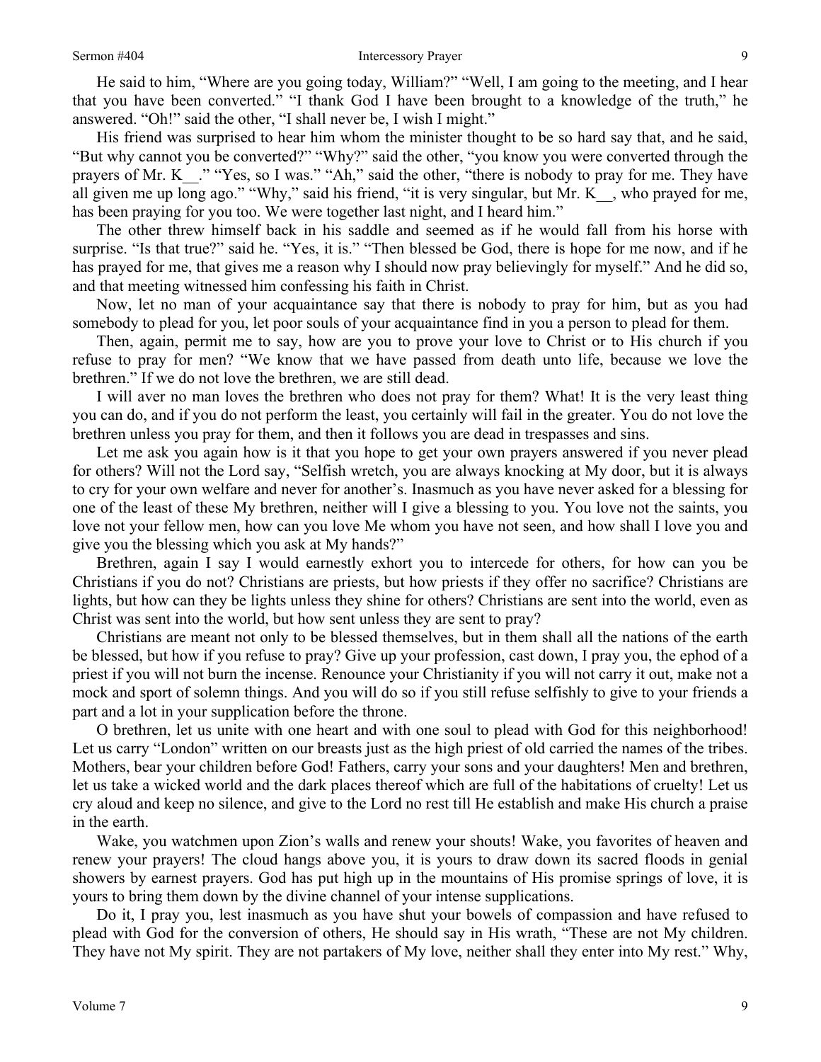He said to him, "Where are you going today, William?" "Well, I am going to the meeting, and I hear that you have been converted." "I thank God I have been brought to a knowledge of the truth," he answered. "Oh!" said the other, "I shall never be, I wish I might."

His friend was surprised to hear him whom the minister thought to be so hard say that, and he said, "But why cannot you be converted?" "Why?" said the other, "you know you were converted through the prayers of Mr. K__." "Yes, so I was." "Ah," said the other, "there is nobody to pray for me. They have all given me up long ago." "Why," said his friend, "it is very singular, but Mr. K__, who prayed for me, has been praying for you too. We were together last night, and I heard him."

The other threw himself back in his saddle and seemed as if he would fall from his horse with surprise. "Is that true?" said he. "Yes, it is." "Then blessed be God, there is hope for me now, and if he has prayed for me, that gives me a reason why I should now pray believingly for myself." And he did so, and that meeting witnessed him confessing his faith in Christ.

Now, let no man of your acquaintance say that there is nobody to pray for him, but as you had somebody to plead for you, let poor souls of your acquaintance find in you a person to plead for them.

Then, again, permit me to say, how are you to prove your love to Christ or to His church if you refuse to pray for men? "We know that we have passed from death unto life, because we love the brethren." If we do not love the brethren, we are still dead.

I will aver no man loves the brethren who does not pray for them? What! It is the very least thing you can do, and if you do not perform the least, you certainly will fail in the greater. You do not love the brethren unless you pray for them, and then it follows you are dead in trespasses and sins.

Let me ask you again how is it that you hope to get your own prayers answered if you never plead for others? Will not the Lord say, "Selfish wretch, you are always knocking at My door, but it is always to cry for your own welfare and never for another's. Inasmuch as you have never asked for a blessing for one of the least of these My brethren, neither will I give a blessing to you. You love not the saints, you love not your fellow men, how can you love Me whom you have not seen, and how shall I love you and give you the blessing which you ask at My hands?"

Brethren, again I say I would earnestly exhort you to intercede for others, for how can you be Christians if you do not? Christians are priests, but how priests if they offer no sacrifice? Christians are lights, but how can they be lights unless they shine for others? Christians are sent into the world, even as Christ was sent into the world, but how sent unless they are sent to pray?

Christians are meant not only to be blessed themselves, but in them shall all the nations of the earth be blessed, but how if you refuse to pray? Give up your profession, cast down, I pray you, the ephod of a priest if you will not burn the incense. Renounce your Christianity if you will not carry it out, make not a mock and sport of solemn things. And you will do so if you still refuse selfishly to give to your friends a part and a lot in your supplication before the throne.

O brethren, let us unite with one heart and with one soul to plead with God for this neighborhood! Let us carry "London" written on our breasts just as the high priest of old carried the names of the tribes. Mothers, bear your children before God! Fathers, carry your sons and your daughters! Men and brethren, let us take a wicked world and the dark places thereof which are full of the habitations of cruelty! Let us cry aloud and keep no silence, and give to the Lord no rest till He establish and make His church a praise in the earth.

Wake, you watchmen upon Zion's walls and renew your shouts! Wake, you favorites of heaven and renew your prayers! The cloud hangs above you, it is yours to draw down its sacred floods in genial showers by earnest prayers. God has put high up in the mountains of His promise springs of love, it is yours to bring them down by the divine channel of your intense supplications.

Do it, I pray you, lest inasmuch as you have shut your bowels of compassion and have refused to plead with God for the conversion of others, He should say in His wrath, "These are not My children. They have not My spirit. They are not partakers of My love, neither shall they enter into My rest." Why,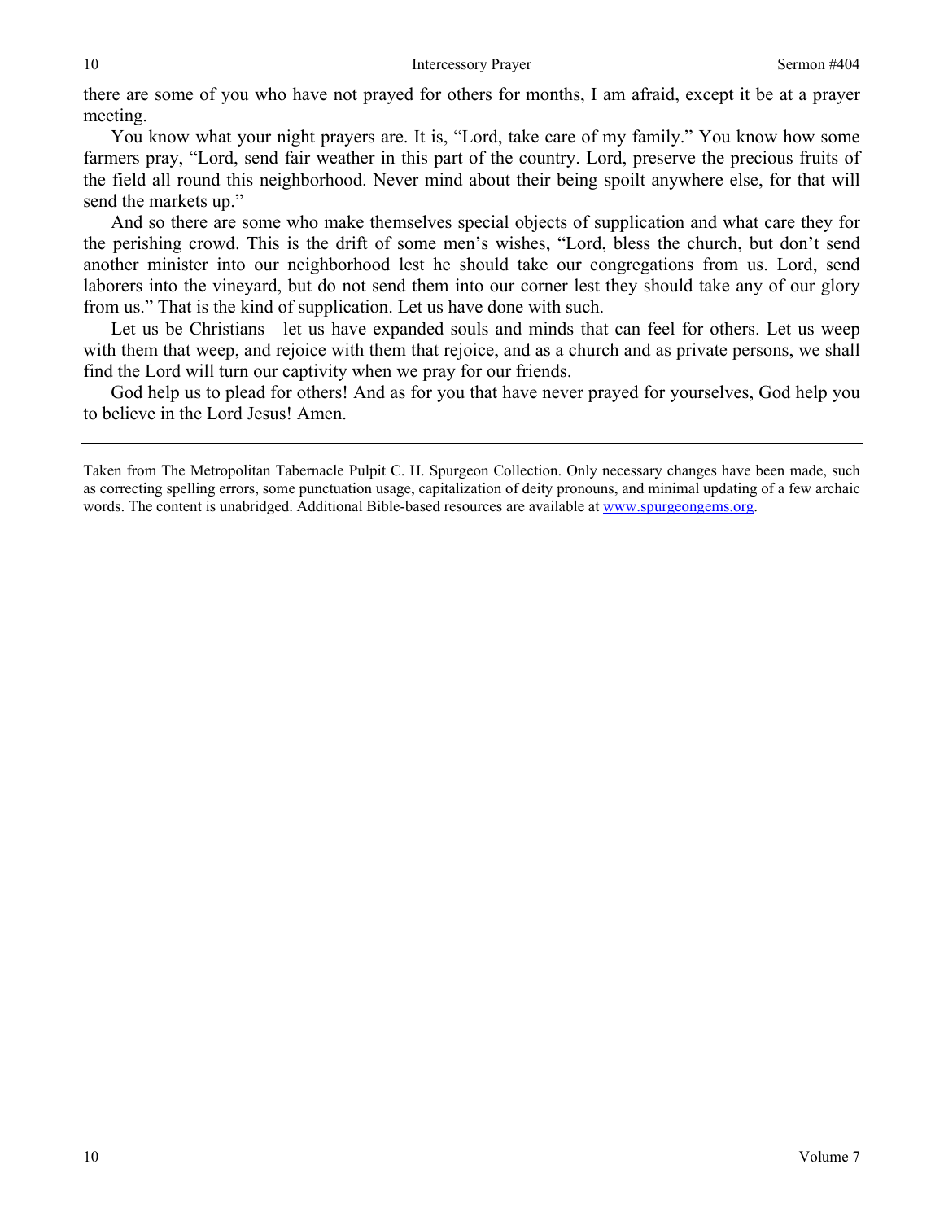there are some of you who have not prayed for others for months, I am afraid, except it be at a prayer meeting.

You know what your night prayers are. It is, "Lord, take care of my family." You know how some farmers pray, "Lord, send fair weather in this part of the country. Lord, preserve the precious fruits of the field all round this neighborhood. Never mind about their being spoilt anywhere else, for that will send the markets up."

And so there are some who make themselves special objects of supplication and what care they for the perishing crowd. This is the drift of some men's wishes, "Lord, bless the church, but don't send another minister into our neighborhood lest he should take our congregations from us. Lord, send laborers into the vineyard, but do not send them into our corner lest they should take any of our glory from us." That is the kind of supplication. Let us have done with such.

Let us be Christians—let us have expanded souls and minds that can feel for others. Let us weep with them that weep, and rejoice with them that rejoice, and as a church and as private persons, we shall find the Lord will turn our captivity when we pray for our friends.

God help us to plead for others! And as for you that have never prayed for yourselves, God help you to believe in the Lord Jesus! Amen.

---

Taken from The Metropolitan Tabernacle Pulpit C. H. Spurgeon Collection. Only necessary changes have been made, such as correcting spelling errors, some punctuation usage, capitalization of deity pronouns, and minimal updating of a few archaic words. The content is unabridged. Additional Bible-based resources are available at www.spurgeongems.org.